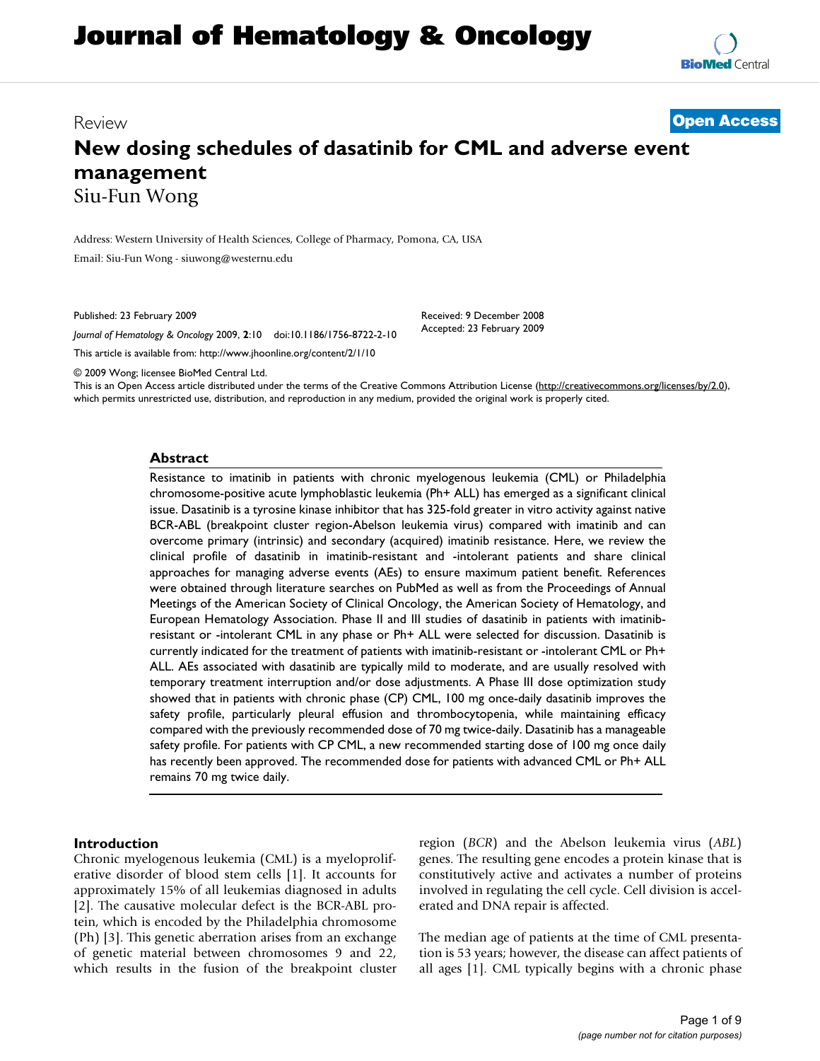# Journal of Hematology & Oncology

Review

**Open Access**

# New dosing schedules of dasatinib for CML and adverse event management

Siu-Fun Wong

Address: Western University of Health Sciences, College of Pharmacy, Pomona, CA, USA

Email: Siu-Fun Wong - siuwong@westernu.edu

Published: 23 February 2009

*Journal of Hematology & Oncology* 2009, **2**:10 doi:10.1186/1756-8722-2-10

Received: 9 December 2008
Accepted: 23 February 2009

This article is available from: http://www.jhoonline.org/content/2/1/10

© 2009 Wong; licensee BioMed Central Ltd.

This is an Open Access article distributed under the terms of the Creative Commons Attribution License (http://creativecommons.org/licenses/by/2.0), which permits unrestricted use, distribution, and reproduction in any medium, provided the original work is properly cited.

## Abstract

Resistance to imatinib in patients with chronic myelogenous leukemia (CML) or Philadelphia chromosome-positive acute lymphoblastic leukemia (Ph+ ALL) has emerged as a significant clinical issue. Dasatinib is a tyrosine kinase inhibitor that has 325-fold greater in vitro activity against native BCR-ABL (breakpoint cluster region-Abelson leukemia virus) compared with imatinib and can overcome primary (intrinsic) and secondary (acquired) imatinib resistance. Here, we review the clinical profile of dasatinib in imatinib-resistant and -intolerant patients and share clinical approaches for managing adverse events (AEs) to ensure maximum patient benefit. References were obtained through literature searches on PubMed as well as from the Proceedings of Annual Meetings of the American Society of Clinical Oncology, the American Society of Hematology, and European Hematology Association. Phase II and III studies of dasatinib in patients with imatinib-resistant or -intolerant CML in any phase or Ph+ ALL were selected for discussion. Dasatinib is currently indicated for the treatment of patients with imatinib-resistant or -intolerant CML or Ph+ ALL. AEs associated with dasatinib are typically mild to moderate, and are usually resolved with temporary treatment interruption and/or dose adjustments. A Phase III dose optimization study showed that in patients with chronic phase (CP) CML, 100 mg once-daily dasatinib improves the safety profile, particularly pleural effusion and thrombocytopenia, while maintaining efficacy compared with the previously recommended dose of 70 mg twice-daily. Dasatinib has a manageable safety profile. For patients with CP CML, a new recommended starting dose of 100 mg once daily has recently been approved. The recommended dose for patients with advanced CML or Ph+ ALL remains 70 mg twice daily.

## Introduction

Chronic myelogenous leukemia (CML) is a myeloproliferative disorder of blood stem cells [1]. It accounts for approximately 15% of all leukemias diagnosed in adults [2]. The causative molecular defect is the BCR-ABL protein, which is encoded by the Philadelphia chromosome (Ph) [3]. This genetic aberration arises from an exchange of genetic material between chromosomes 9 and 22, which results in the fusion of the breakpoint cluster region (*BCR*) and the Abelson leukemia virus (*ABL*) genes. The resulting gene encodes a protein kinase that is constitutively active and activates a number of proteins involved in regulating the cell cycle. Cell division is accelerated and DNA repair is affected.

The median age of patients at the time of CML presentation is 53 years; however, the disease can affect patients of all ages [1]. CML typically begins with a chronic phase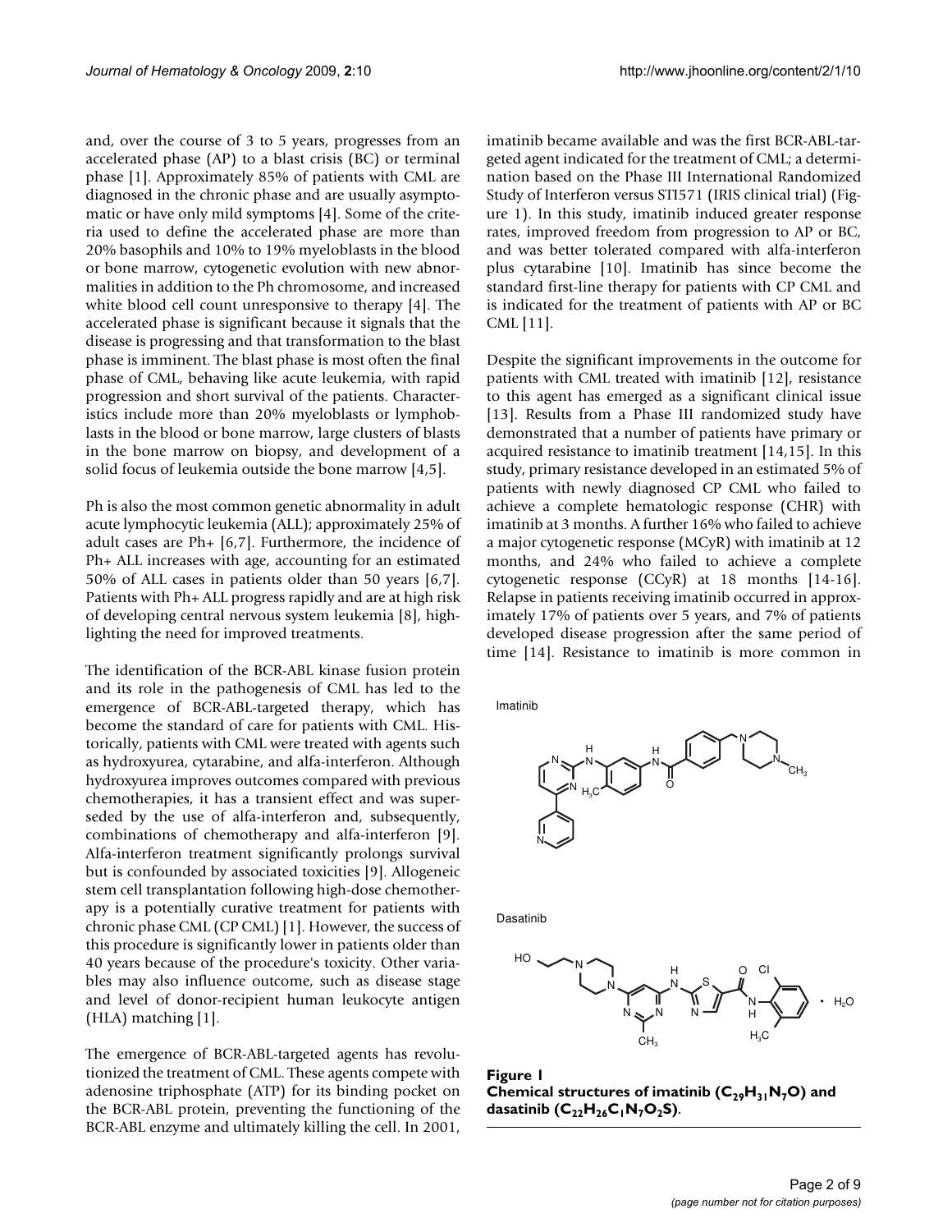and, over the course of 3 to 5 years, progresses from an accelerated phase (AP) to a blast crisis (BC) or terminal phase [1]. Approximately 85% of patients with CML are diagnosed in the chronic phase and are usually asymptomatic or have only mild symptoms [4]. Some of the criteria used to define the accelerated phase are more than 20% basophils and 10% to 19% myeloblasts in the blood or bone marrow, cytogenetic evolution with new abnormalities in addition to the Ph chromosome, and increased white blood cell count unresponsive to therapy [4]. The accelerated phase is significant because it signals that the disease is progressing and that transformation to the blast phase is imminent. The blast phase is most often the final phase of CML, behaving like acute leukemia, with rapid progression and short survival of the patients. Characteristics include more than 20% myeloblasts or lymphoblasts in the blood or bone marrow, large clusters of blasts in the bone marrow on biopsy, and development of a solid focus of leukemia outside the bone marrow [4,5].

Ph is also the most common genetic abnormality in adult acute lymphocytic leukemia (ALL); approximately 25% of adult cases are Ph+ [6,7]. Furthermore, the incidence of Ph+ ALL increases with age, accounting for an estimated 50% of ALL cases in patients older than 50 years [6,7]. Patients with Ph+ ALL progress rapidly and are at high risk of developing central nervous system leukemia [8], highlighting the need for improved treatments.

The identification of the BCR-ABL kinase fusion protein and its role in the pathogenesis of CML has led to the emergence of BCR-ABL-targeted therapy, which has become the standard of care for patients with CML. Historically, patients with CML were treated with agents such as hydroxyurea, cytarabine, and alfa-interferon. Although hydroxyurea improves outcomes compared with previous chemotherapies, it has a transient effect and was superseded by the use of alfa-interferon and, subsequently, combinations of chemotherapy and alfa-interferon [9]. Alfa-interferon treatment significantly prolongs survival but is confounded by associated toxicities [9]. Allogeneic stem cell transplantation following high-dose chemotherapy is a potentially curative treatment for patients with chronic phase CML (CP CML) [1]. However, the success of this procedure is significantly lower in patients older than 40 years because of the procedure's toxicity. Other variables may also influence outcome, such as disease stage and level of donor-recipient human leukocyte antigen (HLA) matching [1].

The emergence of BCR-ABL-targeted agents has revolutionized the treatment of CML. These agents compete with adenosine triphosphate (ATP) for its binding pocket on the BCR-ABL protein, preventing the functioning of the BCR-ABL enzyme and ultimately killing the cell. In 2001, imatinib became available and was the first BCR-ABL-targeted agent indicated for the treatment of CML; a determination based on the Phase III International Randomized Study of Interferon versus STI571 (IRIS clinical trial) (Figure 1). In this study, imatinib induced greater response rates, improved freedom from progression to AP or BC, and was better tolerated compared with alfa-interferon plus cytarabine [10]. Imatinib has since become the standard first-line therapy for patients with CP CML and is indicated for the treatment of patients with AP or BC CML [11].

Despite the significant improvements in the outcome for patients with CML treated with imatinib [12], resistance to this agent has emerged as a significant clinical issue [13]. Results from a Phase III randomized study have demonstrated that a number of patients have primary or acquired resistance to imatinib treatment [14,15]. In this study, primary resistance developed in an estimated 5% of patients with newly diagnosed CP CML who failed to achieve a complete hematologic response (CHR) with imatinib at 3 months. A further 16% who failed to achieve a major cytogenetic response (MCyR) with imatinib at 12 months, and 24% who failed to achieve a complete cytogenetic response (CCyR) at 18 months [14-16]. Relapse in patients receiving imatinib occurred in approximately 17% of patients over 5 years, and 7% of patients developed disease progression after the same period of time [14]. Resistance to imatinib is more common in

**Figure 1**
**Chemical structures of imatinib ($C_{29}H_{31}N_7O$) and dasatinib ($C_{22}H_{26}C_1N_7O_2S$).**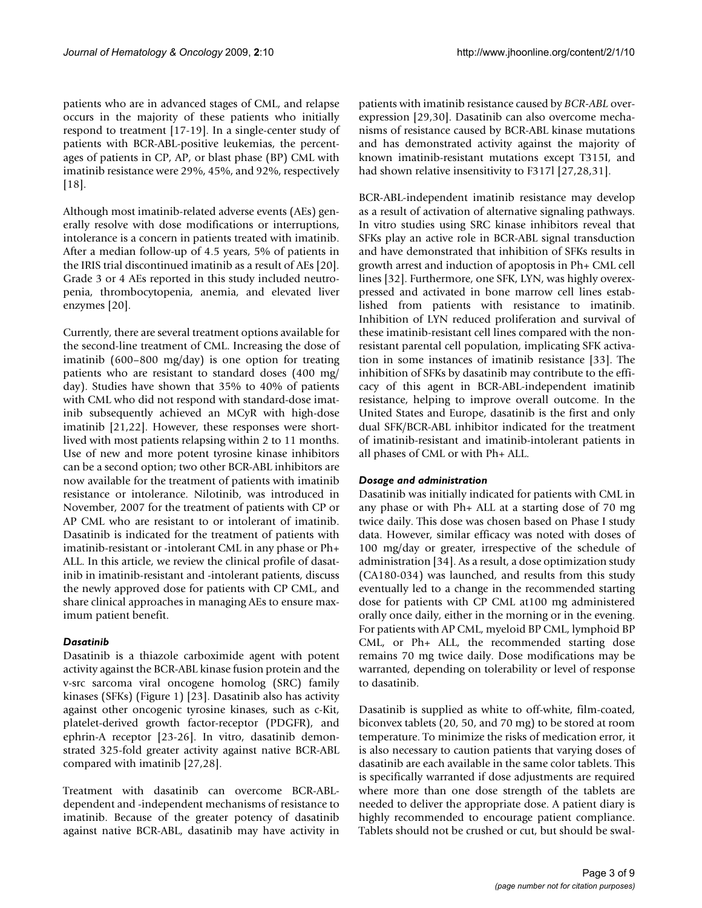patients who are in advanced stages of CML, and relapse occurs in the majority of these patients who initially respond to treatment [17-19]. In a single-center study of patients with BCR-ABL-positive leukemias, the percentages of patients in CP, AP, or blast phase (BP) CML with imatinib resistance were 29%, 45%, and 92%, respectively [18].

Although most imatinib-related adverse events (AEs) generally resolve with dose modifications or interruptions, intolerance is a concern in patients treated with imatinib. After a median follow-up of 4.5 years, 5% of patients in the IRIS trial discontinued imatinib as a result of AEs [20]. Grade 3 or 4 AEs reported in this study included neutropenia, thrombocytopenia, anemia, and elevated liver enzymes [20].

Currently, there are several treatment options available for the second-line treatment of CML. Increasing the dose of imatinib (600–800 mg/day) is one option for treating patients who are resistant to standard doses (400 mg/day). Studies have shown that 35% to 40% of patients with CML who did not respond with standard-dose imatinib subsequently achieved an MCyR with high-dose imatinib [21,22]. However, these responses were short-lived with most patients relapsing within 2 to 11 months. Use of new and more potent tyrosine kinase inhibitors can be a second option; two other BCR-ABL inhibitors are now available for the treatment of patients with imatinib resistance or intolerance. Nilotinib, was introduced in November, 2007 for the treatment of patients with CP or AP CML who are resistant to or intolerant of imatinib. Dasatinib is indicated for the treatment of patients with imatinib-resistant or -intolerant CML in any phase or Ph+ ALL. In this article, we review the clinical profile of dasatinib in imatinib-resistant and -intolerant patients, discuss the newly approved dose for patients with CP CML, and share clinical approaches in managing AEs to ensure maximum patient benefit.

### *Dasatinib*

Dasatinib is a thiazole carboximide agent with potent activity against the BCR-ABL kinase fusion protein and the v-src sarcoma viral oncogene homolog (SRC) family kinases (SFKs) (Figure 1) [23]. Dasatinib also has activity against other oncogenic tyrosine kinases, such as c-Kit, platelet-derived growth factor-receptor (PDGFR), and ephrin-A receptor [23-26]. In vitro, dasatinib demonstrated 325-fold greater activity against native BCR-ABL compared with imatinib [27,28].

Treatment with dasatinib can overcome BCR-ABL-dependent and -independent mechanisms of resistance to imatinib. Because of the greater potency of dasatinib against native BCR-ABL, dasatinib may have activity in patients with imatinib resistance caused by *BCR-ABL* overexpression [29,30]. Dasatinib can also overcome mechanisms of resistance caused by BCR-ABL kinase mutations and has demonstrated activity against the majority of known imatinib-resistant mutations except T315I, and had shown relative insensitivity to F317l [27,28,31].

BCR-ABL-independent imatinib resistance may develop as a result of activation of alternative signaling pathways. In vitro studies using SRC kinase inhibitors reveal that SFKs play an active role in BCR-ABL signal transduction and have demonstrated that inhibition of SFKs results in growth arrest and induction of apoptosis in Ph+ CML cell lines [32]. Furthermore, one SFK, LYN, was highly overexpressed and activated in bone marrow cell lines established from patients with resistance to imatinib. Inhibition of LYN reduced proliferation and survival of these imatinib-resistant cell lines compared with the non-resistant parental cell population, implicating SFK activation in some instances of imatinib resistance [33]. The inhibition of SFKs by dasatinib may contribute to the efficacy of this agent in BCR-ABL-independent imatinib resistance, helping to improve overall outcome. In the United States and Europe, dasatinib is the first and only dual SFK/BCR-ABL inhibitor indicated for the treatment of imatinib-resistant and imatinib-intolerant patients in all phases of CML or with Ph+ ALL.

### *Dosage and administration*

Dasatinib was initially indicated for patients with CML in any phase or with Ph+ ALL at a starting dose of 70 mg twice daily. This dose was chosen based on Phase I study data. However, similar efficacy was noted with doses of 100 mg/day or greater, irrespective of the schedule of administration [34]. As a result, a dose optimization study (CA180-034) was launched, and results from this study eventually led to a change in the recommended starting dose for patients with CP CML at100 mg administered orally once daily, either in the morning or in the evening. For patients with AP CML, myeloid BP CML, lymphoid BP CML, or Ph+ ALL, the recommended starting dose remains 70 mg twice daily. Dose modifications may be warranted, depending on tolerability or level of response to dasatinib.

Dasatinib is supplied as white to off-white, film-coated, biconvex tablets (20, 50, and 70 mg) to be stored at room temperature. To minimize the risks of medication error, it is also necessary to caution patients that varying doses of dasatinib are each available in the same color tablets. This is specifically warranted if dose adjustments are required where more than one dose strength of the tablets are needed to deliver the appropriate dose. A patient diary is highly recommended to encourage patient compliance. Tablets should not be crushed or cut, but should be swal-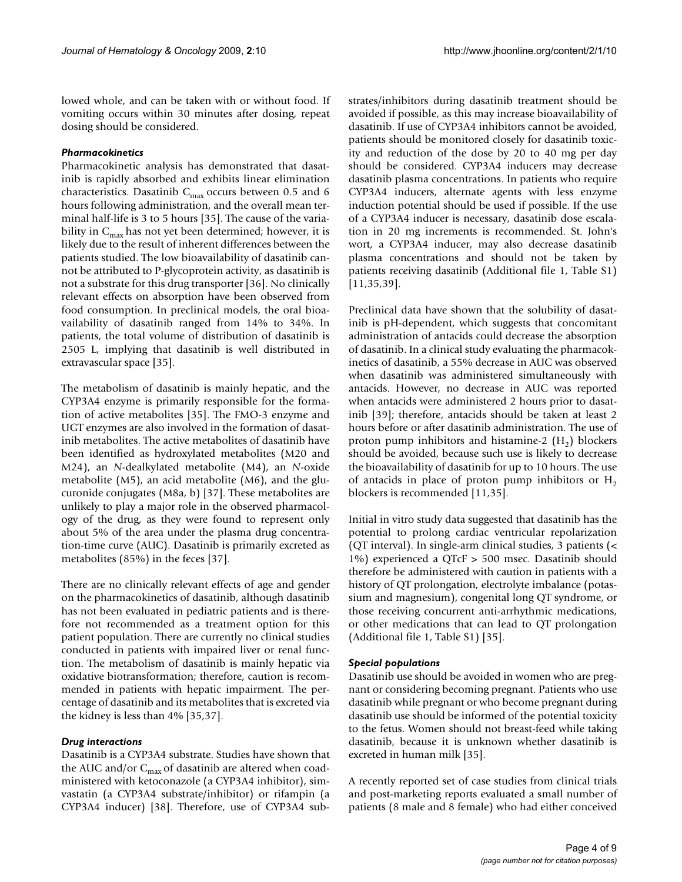lowed whole, and can be taken with or without food. If vomiting occurs within 30 minutes after dosing, repeat dosing should be considered.

### *Pharmacokinetics*

Pharmacokinetic analysis has demonstrated that dasatinib is rapidly absorbed and exhibits linear elimination characteristics. Dasatinib $C_{max}$ occurs between 0.5 and 6 hours following administration, and the overall mean terminal half-life is 3 to 5 hours [35]. The cause of the variability in $C_{max}$ has not yet been determined; however, it is likely due to the result of inherent differences between the patients studied. The low bioavailability of dasatinib cannot be attributed to P-glycoprotein activity, as dasatinib is not a substrate for this drug transporter [36]. No clinically relevant effects on absorption have been observed from food consumption. In preclinical models, the oral bioavailability of dasatinib ranged from 14% to 34%. In patients, the total volume of distribution of dasatinib is 2505 L, implying that dasatinib is well distributed in extravascular space [35].

The metabolism of dasatinib is mainly hepatic, and the CYP3A4 enzyme is primarily responsible for the formation of active metabolites [35]. The FMO-3 enzyme and UGT enzymes are also involved in the formation of dasatinib metabolites. The active metabolites of dasatinib have been identified as hydroxylated metabolites (M20 and M24), an *N*-dealkylated metabolite (M4), an *N*-oxide metabolite (M5), an acid metabolite (M6), and the glucuronide conjugates (M8a, b) [37]. These metabolites are unlikely to play a major role in the observed pharmacology of the drug, as they were found to represent only about 5% of the area under the plasma drug concentration-time curve (AUC). Dasatinib is primarily excreted as metabolites (85%) in the feces [37].

There are no clinically relevant effects of age and gender on the pharmacokinetics of dasatinib, although dasatinib has not been evaluated in pediatric patients and is therefore not recommended as a treatment option for this patient population. There are currently no clinical studies conducted in patients with impaired liver or renal function. The metabolism of dasatinib is mainly hepatic via oxidative biotransformation; therefore, caution is recommended in patients with hepatic impairment. The percentage of dasatinib and its metabolites that is excreted via the kidney is less than 4% [35,37].

### *Drug interactions*

Dasatinib is a CYP3A4 substrate. Studies have shown that the AUC and/or $C_{max}$ of dasatinib are altered when coadministered with ketoconazole (a CYP3A4 inhibitor), simvastatin (a CYP3A4 substrate/inhibitor) or rifampin (a CYP3A4 inducer) [38]. Therefore, use of CYP3A4 substrates/inhibitors during dasatinib treatment should be avoided if possible, as this may increase bioavailability of dasatinib. If use of CYP3A4 inhibitors cannot be avoided, patients should be monitored closely for dasatinib toxicity and reduction of the dose by 20 to 40 mg per day should be considered. CYP3A4 inducers may decrease dasatinib plasma concentrations. In patients who require CYP3A4 inducers, alternate agents with less enzyme induction potential should be used if possible. If the use of a CYP3A4 inducer is necessary, dasatinib dose escalation in 20 mg increments is recommended. St. John's wort, a CYP3A4 inducer, may also decrease dasatinib plasma concentrations and should not be taken by patients receiving dasatinib (Additional file 1, Table S1) [11,35,39].

Preclinical data have shown that the solubility of dasatinib is pH-dependent, which suggests that concomitant administration of antacids could decrease the absorption of dasatinib. In a clinical study evaluating the pharmacokinetics of dasatinib, a 55% decrease in AUC was observed when dasatinib was administered simultaneously with antacids. However, no decrease in AUC was reported when antacids were administered 2 hours prior to dasatinib [39]; therefore, antacids should be taken at least 2 hours before or after dasatinib administration. The use of proton pump inhibitors and histamine-2 ($H_2$) blockers should be avoided, because such use is likely to decrease the bioavailability of dasatinib for up to 10 hours. The use of antacids in place of proton pump inhibitors or $H_2$ blockers is recommended [11,35].

Initial in vitro study data suggested that dasatinib has the potential to prolong cardiac ventricular repolarization (QT interval). In single-arm clinical studies, 3 patients (< 1%) experienced a QTcF > 500 msec. Dasatinib should therefore be administered with caution in patients with a history of QT prolongation, electrolyte imbalance (potassium and magnesium), congenital long QT syndrome, or those receiving concurrent anti-arrhythmic medications, or other medications that can lead to QT prolongation (Additional file 1, Table S1) [35].

### *Special populations*

Dasatinib use should be avoided in women who are pregnant or considering becoming pregnant. Patients who use dasatinib while pregnant or who become pregnant during dasatinib use should be informed of the potential toxicity to the fetus. Women should not breast-feed while taking dasatinib, because it is unknown whether dasatinib is excreted in human milk [35].

A recently reported set of case studies from clinical trials and post-marketing reports evaluated a small number of patients (8 male and 8 female) who had either conceived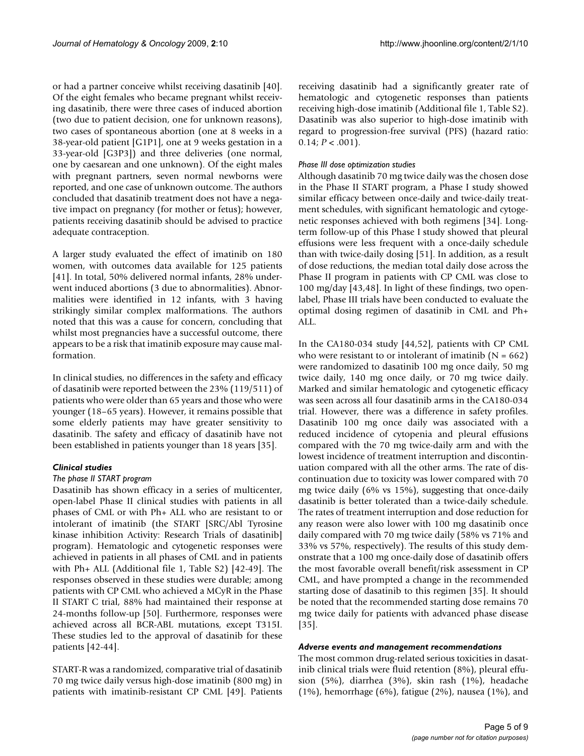or had a partner conceive whilst receiving dasatinib [40]. Of the eight females who became pregnant whilst receiving dasatinib, there were three cases of induced abortion (two due to patient decision, one for unknown reasons), two cases of spontaneous abortion (one at 8 weeks in a 38-year-old patient [G1P1], one at 9 weeks gestation in a 33-year-old [G3P3]) and three deliveries (one normal, one by caesarean and one unknown). Of the eight males with pregnant partners, seven normal newborns were reported, and one case of unknown outcome. The authors concluded that dasatinib treatment does not have a negative impact on pregnancy (for mother or fetus); however, patients receiving dasatinib should be advised to practice adequate contraception.

A larger study evaluated the effect of imatinib on 180 women, with outcomes data available for 125 patients [41]. In total, 50% delivered normal infants, 28% underwent induced abortions (3 due to abnormalities). Abnormalities were identified in 12 infants, with 3 having strikingly similar complex malformations. The authors noted that this was a cause for concern, concluding that whilst most pregnancies have a successful outcome, there appears to be a risk that imatinib exposure may cause malformation.

In clinical studies, no differences in the safety and efficacy of dasatinib were reported between the 23% (119/511) of patients who were older than 65 years and those who were younger (18–65 years). However, it remains possible that some elderly patients may have greater sensitivity to dasatinib. The safety and efficacy of dasatinib have not been established in patients younger than 18 years [35].

### *Clinical studies*

#### *The phase II START program*

Dasatinib has shown efficacy in a series of multicenter, open-label Phase II clinical studies with patients in all phases of CML or with Ph+ ALL who are resistant to or intolerant of imatinib (the START [SRC/Abl Tyrosine kinase inhibition Activity: Research Trials of dasatinib] program). Hematologic and cytogenetic responses were achieved in patients in all phases of CML and in patients with Ph+ ALL (Additional file 1, Table S2) [42-49]. The responses observed in these studies were durable; among patients with CP CML who achieved a MCyR in the Phase II START C trial, 88% had maintained their response at 24-months follow-up [50]. Furthermore, responses were achieved across all BCR-ABL mutations, except T315I. These studies led to the approval of dasatinib for these patients [42-44].

START-R was a randomized, comparative trial of dasatinib 70 mg twice daily versus high-dose imatinib (800 mg) in patients with imatinib-resistant CP CML [49]. Patients receiving dasatinib had a significantly greater rate of hematologic and cytogenetic responses than patients receiving high-dose imatinib (Additional file 1, Table S2). Dasatinib was also superior to high-dose imatinib with regard to progression-free survival (PFS) (hazard ratio: 0.14; $P < .001$).

#### *Phase III dose optimization studies*

Although dasatinib 70 mg twice daily was the chosen dose in the Phase II START program, a Phase I study showed similar efficacy between once-daily and twice-daily treatment schedules, with significant hematologic and cytogenetic responses achieved with both regimens [34]. Long-term follow-up of this Phase I study showed that pleural effusions were less frequent with a once-daily schedule than with twice-daily dosing [51]. In addition, as a result of dose reductions, the median total daily dose across the Phase II program in patients with CP CML was close to 100 mg/day [43,48]. In light of these findings, two open-label, Phase III trials have been conducted to evaluate the optimal dosing regimen of dasatinib in CML and Ph+ ALL.

In the CA180-034 study [44,52], patients with CP CML who were resistant to or intolerant of imatinib (N = 662) were randomized to dasatinib 100 mg once daily, 50 mg twice daily, 140 mg once daily, or 70 mg twice daily. Marked and similar hematologic and cytogenetic efficacy was seen across all four dasatinib arms in the CA180-034 trial. However, there was a difference in safety profiles. Dasatinib 100 mg once daily was associated with a reduced incidence of cytopenia and pleural effusions compared with the 70 mg twice-daily arm and with the lowest incidence of treatment interruption and discontinuation compared with all the other arms. The rate of discontinuation due to toxicity was lower compared with 70 mg twice daily (6% vs 15%), suggesting that once-daily dasatinib is better tolerated than a twice-daily schedule. The rates of treatment interruption and dose reduction for any reason were also lower with 100 mg dasatinib once daily compared with 70 mg twice daily (58% vs 71% and 33% vs 57%, respectively). The results of this study demonstrate that a 100 mg once-daily dose of dasatinib offers the most favorable overall benefit/risk assessment in CP CML, and have prompted a change in the recommended starting dose of dasatinib to this regimen [35]. It should be noted that the recommended starting dose remains 70 mg twice daily for patients with advanced phase disease [35].

### *Adverse events and management recommendations*

The most common drug-related serious toxicities in dasatinib clinical trials were fluid retention (8%), pleural effusion (5%), diarrhea (3%), skin rash (1%), headache (1%), hemorrhage (6%), fatigue (2%), nausea (1%), and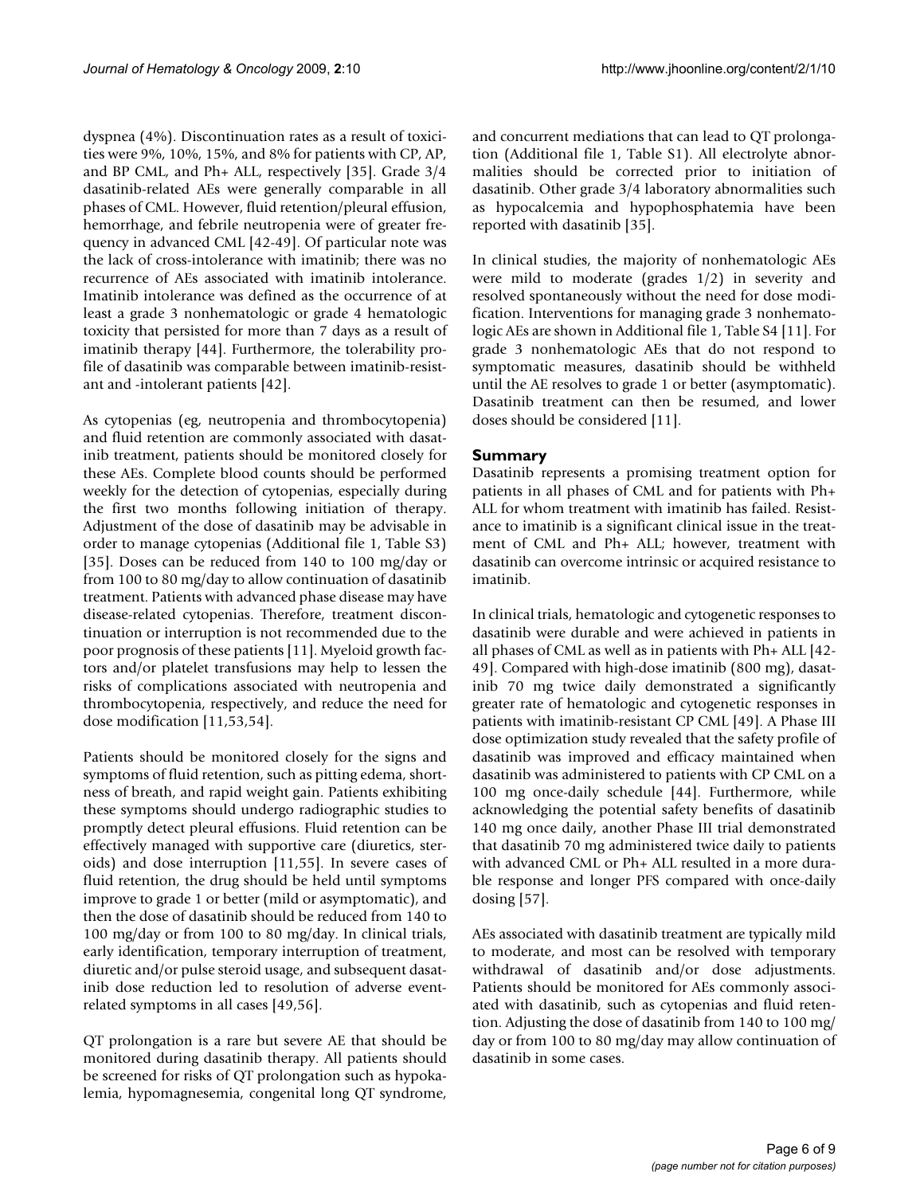dyspnea (4%). Discontinuation rates as a result of toxicities were 9%, 10%, 15%, and 8% for patients with CP, AP, and BP CML, and Ph+ ALL, respectively [35]. Grade 3/4 dasatinib-related AEs were generally comparable in all phases of CML. However, fluid retention/pleural effusion, hemorrhage, and febrile neutropenia were of greater frequency in advanced CML [42-49]. Of particular note was the lack of cross-intolerance with imatinib; there was no recurrence of AEs associated with imatinib intolerance. Imatinib intolerance was defined as the occurrence of at least a grade 3 nonhematologic or grade 4 hematologic toxicity that persisted for more than 7 days as a result of imatinib therapy [44]. Furthermore, the tolerability profile of dasatinib was comparable between imatinib-resistant and -intolerant patients [42].

As cytopenias (eg, neutropenia and thrombocytopenia) and fluid retention are commonly associated with dasatinib treatment, patients should be monitored closely for these AEs. Complete blood counts should be performed weekly for the detection of cytopenias, especially during the first two months following initiation of therapy. Adjustment of the dose of dasatinib may be advisable in order to manage cytopenias (Additional file 1, Table S3) [35]. Doses can be reduced from 140 to 100 mg/day or from 100 to 80 mg/day to allow continuation of dasatinib treatment. Patients with advanced phase disease may have disease-related cytopenias. Therefore, treatment discontinuation or interruption is not recommended due to the poor prognosis of these patients [11]. Myeloid growth factors and/or platelet transfusions may help to lessen the risks of complications associated with neutropenia and thrombocytopenia, respectively, and reduce the need for dose modification [11,53,54].

Patients should be monitored closely for the signs and symptoms of fluid retention, such as pitting edema, shortness of breath, and rapid weight gain. Patients exhibiting these symptoms should undergo radiographic studies to promptly detect pleural effusions. Fluid retention can be effectively managed with supportive care (diuretics, steroids) and dose interruption [11,55]. In severe cases of fluid retention, the drug should be held until symptoms improve to grade 1 or better (mild or asymptomatic), and then the dose of dasatinib should be reduced from 140 to 100 mg/day or from 100 to 80 mg/day. In clinical trials, early identification, temporary interruption of treatment, diuretic and/or pulse steroid usage, and subsequent dasatinib dose reduction led to resolution of adverse event-related symptoms in all cases [49,56].

QT prolongation is a rare but severe AE that should be monitored during dasatinib therapy. All patients should be screened for risks of QT prolongation such as hypokalemia, hypomagnesemia, congenital long QT syndrome, and concurrent mediations that can lead to QT prolongation (Additional file 1, Table S1). All electrolyte abnormalities should be corrected prior to initiation of dasatinib. Other grade 3/4 laboratory abnormalities such as hypocalcemia and hypophosphatemia have been reported with dasatinib [35].

In clinical studies, the majority of nonhematologic AEs were mild to moderate (grades 1/2) in severity and resolved spontaneously without the need for dose modification. Interventions for managing grade 3 nonhematologic AEs are shown in Additional file 1, Table S4 [11]. For grade 3 nonhematologic AEs that do not respond to symptomatic measures, dasatinib should be withheld until the AE resolves to grade 1 or better (asymptomatic). Dasatinib treatment can then be resumed, and lower doses should be considered [11].

## Summary

Dasatinib represents a promising treatment option for patients in all phases of CML and for patients with Ph+ ALL for whom treatment with imatinib has failed. Resistance to imatinib is a significant clinical issue in the treatment of CML and Ph+ ALL; however, treatment with dasatinib can overcome intrinsic or acquired resistance to imatinib.

In clinical trials, hematologic and cytogenetic responses to dasatinib were durable and were achieved in patients in all phases of CML as well as in patients with Ph+ ALL [42-49]. Compared with high-dose imatinib (800 mg), dasatinib 70 mg twice daily demonstrated a significantly greater rate of hematologic and cytogenetic responses in patients with imatinib-resistant CP CML [49]. A Phase III dose optimization study revealed that the safety profile of dasatinib was improved and efficacy maintained when dasatinib was administered to patients with CP CML on a 100 mg once-daily schedule [44]. Furthermore, while acknowledging the potential safety benefits of dasatinib 140 mg once daily, another Phase III trial demonstrated that dasatinib 70 mg administered twice daily to patients with advanced CML or Ph+ ALL resulted in a more durable response and longer PFS compared with once-daily dosing [57].

AEs associated with dasatinib treatment are typically mild to moderate, and most can be resolved with temporary withdrawal of dasatinib and/or dose adjustments. Patients should be monitored for AEs commonly associated with dasatinib, such as cytopenias and fluid retention. Adjusting the dose of dasatinib from 140 to 100 mg/day or from 100 to 80 mg/day may allow continuation of dasatinib in some cases.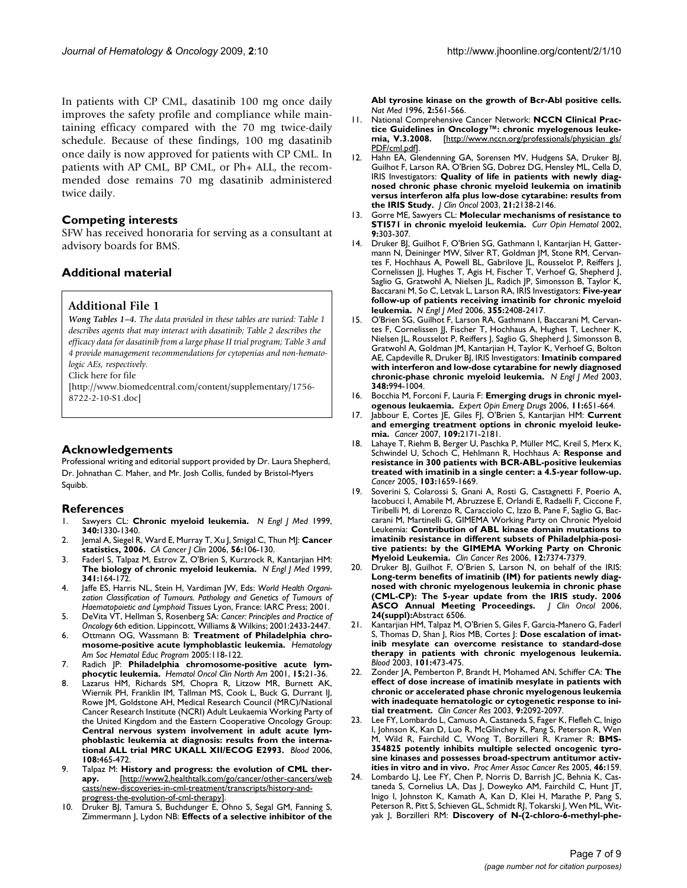In patients with CP CML, dasatinib 100 mg once daily improves the safety profile and compliance while maintaining efficacy compared with the 70 mg twice-daily schedule. Because of these findings, 100 mg dasatinib once daily is now approved for patients with CP CML. In patients with AP CML, BP CML, or Ph+ ALL, the recommended dose remains 70 mg dasatinib administered twice daily.

## Competing interests

SFW has received honoraria for serving as a consultant at advisory boards for BMS.

## Additional material

### Additional File 1

*Wong Tables 1–4. The data provided in these tables are varied: Table 1 describes agents that may interact with dasatinib; Table 2 describes the efficacy data for dasatinib from a large phase II trial program; Table 3 and 4 provide management recommendations for cytopenias and non-hematologic AEs, respectively.*

Click here for file

[http://www.biomedcentral.com/content/supplementary/1756-8722-2-10-S1.doc]

## Acknowledgements

Professional writing and editorial support provided by Dr. Laura Shepherd, Dr. Johnathan C. Maher, and Mr. Josh Collis, funded by Bristol-Myers Squibb.

## References

1. Sawyers CL: **Chronic myeloid leukemia.** *N Engl J Med* 1999, **340:**1330-1340.
2. Jemal A, Siegel R, Ward E, Murray T, Xu J, Smigal C, Thun MJ: **Cancer statistics, 2006.** *CA Cancer J Clin* 2006, **56:**106-130.
3. Faderl S, Talpaz M, Estrov Z, O'Brien S, Kurzrock R, Kantarjian HM: **The biology of chronic myeloid leukemia.** *N Engl J Med* 1999, **341:**164-172.
4. Jaffe ES, Harris NL, Stein H, Vardiman JW, Eds: *World Health Organization Classification of Tumours. Pathology and Genetics of Tumours of Haematopoietic and Lymphoid Tissues* Lyon, France: IARC Press; 2001.
5. DeVita VT, Hellman S, Rosenberg SA: *Cancer: Principles and Practice of Oncology* 6th edition. Lippincott, Williams & Wilkins; 2001:2433-2447.
6. Ottmann OG, Wassmann B: **Treatment of Philadelphia chromosome-positive acute lymphoblastic leukemia.** *Hematology Am Soc Hematol Educ Program* 2005:118-122.
7. Radich JP: **Philadelphia chromosome-positive acute lymphocytic leukemia.** *Hematol Oncol Clin North Am* 2001, **15:**21-36.
8. Lazarus HM, Richards SM, Chopra R, Litzow MR, Burnett AK, Wiernik PH, Franklin IM, Tallman MS, Cook L, Buck G, Durrant IJ, Rowe JM, Goldstone AH, Medical Research Council (MRC)/National Cancer Research Institute (NCRI) Adult Leukaemia Working Party of the United Kingdom and the Eastern Cooperative Oncology Group: **Central nervous system involvement in adult acute lymphoblastic leukemia at diagnosis: results from the international ALL trial MRC UKALL XII/ECOG E2993.** *Blood* 2006, **108:**465-472.
9. Talpaz M: **History and progress: the evolution of CML therapy.** [http://www2.healthtalk.com/go/cancer/other-cancers/webcasts/new-discoveries-in-cml-treatment/transcripts/history-and-progress-the-evolution-of-cml-therapy].
10. Druker BJ, Tamura S, Buchdunger E, Ohno S, Segal GM, Fanning S, Zimmermann J, Lydon NB: **Effects of a selective inhibitor of the Abl tyrosine kinase on the growth of Bcr-Abl positive cells.** *Nat Med* 1996, **2:**561-566.
11. National Comprehensive Cancer Network: **NCCN Clinical Practice Guidelines in Oncology™: chronic myelogenous leukemia, V.3.2008.** [http://www.nccn.org/professionals/physician_gls/PDF/cml.pdf].
12. Hahn EA, Glendenning GA, Sorensen MV, Hudgens SA, Druker BJ, Guilhot F, Larson RA, O'Brien SG, Dobrez DG, Hensley ML, Cella D, IRIS Investigators: **Quality of life in patients with newly diagnosed chronic phase chronic myeloid leukemia on imatinib versus interferon alfa plus low-dose cytarabine: results from the IRIS Study.** *J Clin Oncol* 2003, **21:**2138-2146.
13. Gorre ME, Sawyers CL: **Molecular mechanisms of resistance to STI571 in chronic myeloid leukemia.** *Curr Opin Hematol* 2002, **9:**303-307.
14. Druker BJ, Guilhot F, O'Brien SG, Gathmann I, Kantarjian H, Gattermann N, Deininger MW, Silver RT, Goldman JM, Stone RM, Cervantes F, Hochhaus A, Powell BL, Gabrilove JL, Rousselot P, Reiffers J, Cornelissen JJ, Hughes T, Agis H, Fischer T, Verhoef G, Shepherd J, Saglio G, Gratwohl A, Nielsen JL, Radich JP, Simonsson B, Taylor K, Baccarani M, So C, Letvak L, Larson RA, IRIS Investigators: **Five-year follow-up of patients receiving imatinib for chronic myeloid leukemia.** *N Engl J Med* 2006, **355:**2408-2417.
15. O'Brien SG, Guilhot F, Larson RA, Gathmann I, Baccarani M, Cervantes F, Cornelissen JJ, Fischer T, Hochhaus A, Hughes T, Lechner K, Nielsen JL, Rousselot P, Reiffers J, Saglio G, Shepherd J, Simonsson B, Gratwohl A, Goldman JM, Kantarjian H, Taylor K, Verhoef G, Bolton AE, Capdeville R, Druker BJ, IRIS Investigators: **Imatinib compared with interferon and low-dose cytarabine for newly diagnosed chronic-phase chronic myeloid leukemia.** *N Engl J Med* 2003, **348:**994-1004.
16. Bocchia M, Forconi F, Lauria F: **Emerging drugs in chronic myelogenous leukaemia.** *Expert Opin Emerg Drugs* 2006, **11:**651-664.
17. Jabbour E, Cortes JE, Giles FJ, O'Brien S, Kantarjian HM: **Current and emerging treatment options in chronic myeloid leukemia.** *Cancer* 2007, **109:**2171-2181.
18. Lahaye T, Riehm B, Berger U, Paschka P, Müller MC, Kreil S, Merx K, Schwindel U, Schoch C, Hehlmann R, Hochhaus A: **Response and resistance in 300 patients with BCR-ABL-positive leukemias treated with imatinib in a single center: a 4.5-year follow-up.** *Cancer* 2005, **103:**1659-1669.
19. Soverini S, Colarossi S, Gnani A, Rosti G, Castagnetti F, Poerio A, Iacobucci I, Amabile M, Abruzzese E, Orlandi E, Radaelli F, Ciccone F, Tiribelli M, di Lorenzo R, Caracciolo C, Izzo B, Pane F, Saglio G, Baccarani M, Martinelli G, GIMEMA Working Party on Chronic Myeloid Leukemia: **Contribution of ABL kinase domain mutations to imatinib resistance in different subsets of Philadelphia-positive patients: by the GIMEMA Working Party on Chronic Myeloid Leukemia.** *Clin Cancer Res* 2006, **12:**7374-7379.
20. Druker BJ, Guilhot F, O'Brien S, Larson N, on behalf of the IRIS: **Long-term benefits of imatinib (IM) for patients newly diagnosed with chronic myelogenous leukemia in chronic phase (CML-CP): The 5-year update from the IRIS study. 2006 ASCO Annual Meeting Proceedings.** *J Clin Oncol* 2006, **24(suppl):**Abstract 6506.
21. Kantarjian HM, Talpaz M, O'Brien S, Giles F, Garcia-Manero G, Faderl S, Thomas D, Shan J, Rios MB, Cortes J: **Dose escalation of imatinib mesylate can overcome resistance to standard-dose therapy in patients with chronic myelogenous leukemia.** *Blood* 2003, **101:**473-475.
22. Zonder JA, Pemberton P, Brandt H, Mohamed AN, Schiffer CA: **The effect of dose increase of imatinib mesylate in patients with chronic or accelerated phase chronic myelogenous leukemia with inadequate hematologic or cytogenetic response to initial treatment.** *Clin Cancer Res* 2003, **9:**2092-2097.
23. Lee FY, Lombardo L, Camuso A, Castaneda S, Fager K, Flefleh C, Inigo I, Johnson K, Kan D, Luo R, McGlinchey K, Pang S, Peterson R, Wen M, Wild R, Fairchild C, Wong T, Borzilleri R, Kramer R: **BMS-354825 potently inhibits multiple selected oncogenic tyrosine kinases and possesses broad-spectrum antitumor activities in vitro and in vivo.** *Proc Amer Assoc Cancer Res* 2005, **46:**159.
24. Lombardo LJ, Lee FY, Chen P, Norris D, Barrish JC, Behnia K, Castaneda S, Cornelius LA, Das J, Doweyko AM, Fairchild C, Hunt JT, Inigo I, Johnston K, Kamath A, Kan D, Klei H, Marathe P, Pang S, Peterson R, Pitt S, Schieven GL, Schmidt RJ, Tokarski J, Wen ML, Wityak J, Borzilleri RM: **Discovery of N-(2-chloro-6-methyl-phe-**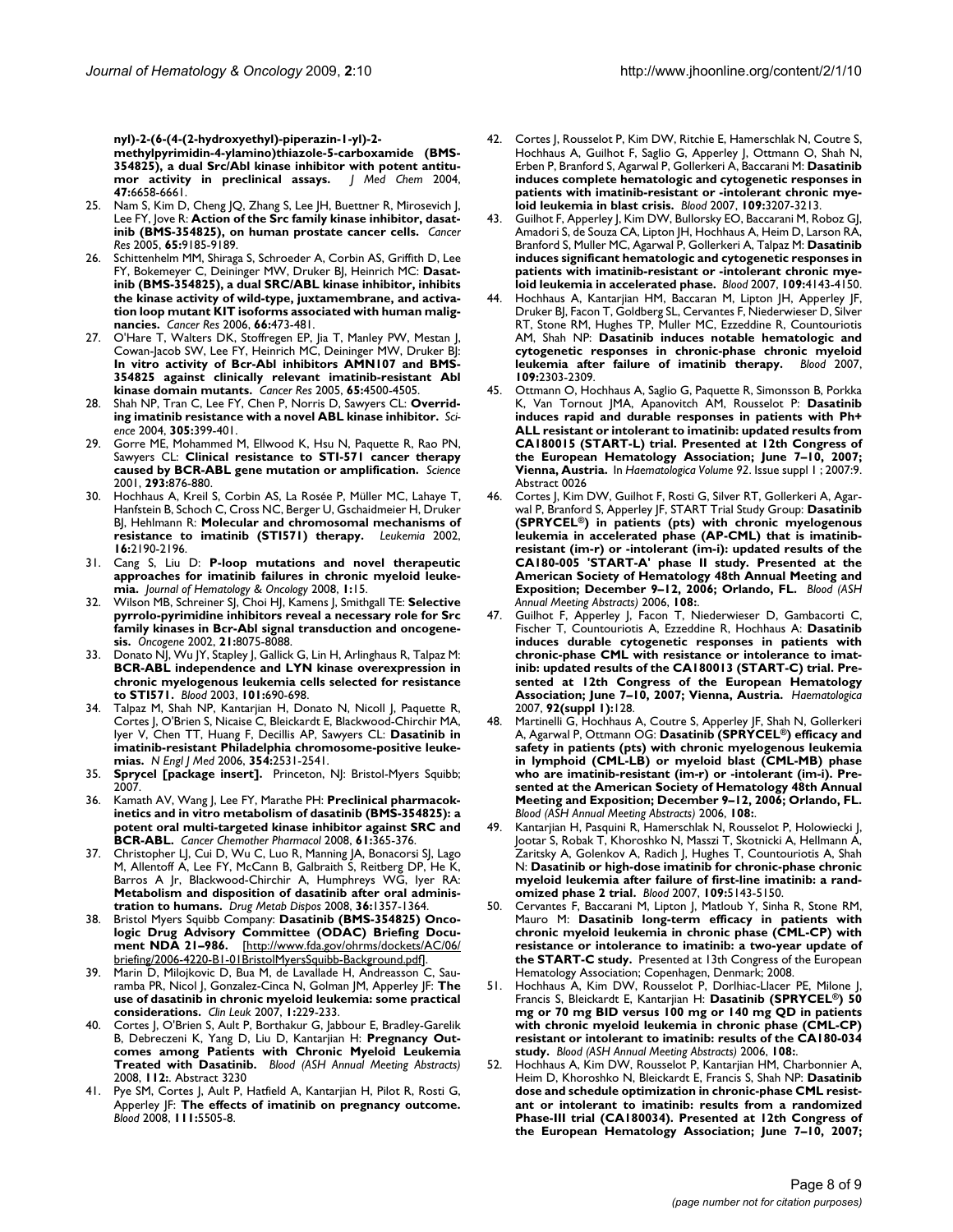nyl)-2-(6-(4-(2-hydroxyethyl)-piperazin-1-yl)-2-methylpyrimidin-4-ylamino)thiazole-5-carboxamide (BMS-354825), a dual Src/Abl kinase inhibitor with potent antitumor activity in preclinical assays.** *J Med Chem* 2004, **47:**6658-6661.

25. Nam S, Kim D, Cheng JQ, Zhang S, Lee JH, Buettner R, Mirosevich J, Lee FY, Jove R: **Action of the Src family kinase inhibitor, dasatinib (BMS-354825), on human prostate cancer cells.** *Cancer Res* 2005, **65:**9185-9189.
26. Schittenhelm MM, Shiraga S, Schroeder A, Corbin AS, Griffith D, Lee FY, Bokemeyer C, Deininger MW, Druker BJ, Heinrich MC: **Dasatinib (BMS-354825), a dual SRC/ABL kinase inhibitor, inhibits the kinase activity of wild-type, juxtamembrane, and activation loop mutant KIT isoforms associated with human malignancies.** *Cancer Res* 2006, **66:**473-481.
27. O'Hare T, Walters DK, Stoffregen EP, Jia T, Manley PW, Mestan J, Cowan-Jacob SW, Lee FY, Heinrich MC, Deininger MW, Druker BJ: **In vitro activity of Bcr-Abl inhibitors AMN107 and BMS-354825 against clinically relevant imatinib-resistant Abl kinase domain mutants.** *Cancer Res* 2005, **65:**4500-4505.
28. Shah NP, Tran C, Lee FY, Chen P, Norris D, Sawyers CL: **Overriding imatinib resistance with a novel ABL kinase inhibitor.** *Science* 2004, **305:**399-401.
29. Gorre ME, Mohammed M, Ellwood K, Hsu N, Paquette R, Rao PN, Sawyers CL: **Clinical resistance to STI-571 cancer therapy caused by BCR-ABL gene mutation or amplification.** *Science* 2001, **293:**876-880.
30. Hochhaus A, Kreil S, Corbin AS, La Rosée P, Müller MC, Lahaye T, Hanfstein B, Schoch C, Cross NC, Berger U, Gschaidmeier H, Druker BJ, Hehlmann R: **Molecular and chromosomal mechanisms of resistance to imatinib (STI571) therapy.** *Leukemia* 2002, **16:**2190-2196.
31. Cang S, Liu D: **P-loop mutations and novel therapeutic approaches for imatinib failures in chronic myeloid leukemia.** *Journal of Hematology & Oncology* 2008, **1:**15.
32. Wilson MB, Schreiner SJ, Choi HJ, Kamens J, Smithgall TE: **Selective pyrrolo-pyrimidine inhibitors reveal a necessary role for Src family kinases in Bcr-Abl signal transduction and oncogenesis.** *Oncogene* 2002, **21:**8075-8088.
33. Donato NJ, Wu JY, Stapley J, Gallick G, Lin H, Arlinghaus R, Talpaz M: **BCR-ABL independence and LYN kinase overexpression in chronic myelogenous leukemia cells selected for resistance to STI571.** *Blood* 2003, **101:**690-698.
34. Talpaz M, Shah NP, Kantarjian H, Donato N, Nicoll J, Paquette R, Cortes J, O'Brien S, Nicaise C, Bleickardt E, Blackwood-Chirchir MA, Iyer V, Chen TT, Huang F, Decillis AP, Sawyers CL: **Dasatinib in imatinib-resistant Philadelphia chromosome-positive leukemias.** *N Engl J Med* 2006, **354:**2531-2541.
35. **Sprycel [package insert].** Princeton, NJ: Bristol-Myers Squibb; 2007.
36. Kamath AV, Wang J, Lee FY, Marathe PH: **Preclinical pharmacokinetics and in vitro metabolism of dasatinib (BMS-354825): a potent oral multi-targeted kinase inhibitor against SRC and BCR-ABL.** *Cancer Chemother Pharmacol* 2008, **61:**365-376.
37. Christopher LJ, Cui D, Wu C, Luo R, Manning JA, Bonacorsi SJ, Lago M, Allentoff A, Lee FY, McCann B, Galbraith S, Reitberg DP, He K, Barros A Jr, Blackwood-Chirchir A, Humphreys WG, Iyer RA: **Metabolism and disposition of dasatinib after oral administration to humans.** *Drug Metab Dispos* 2008, **36:**1357-1364.
38. Bristol Myers Squibb Company: **Dasatinib (BMS-354825) Oncologic Drug Advisory Committee (ODAC) Briefing Document NDA 21–986.** [http://www.fda.gov/ohrms/dockets/AC/06/briefing/2006-4220-B1-01BristolMyersSquibb-Background.pdf].
39. Marin D, Milojkovic D, Bua M, de Lavallade H, Andreasson C, Sauramba PR, Nicol J, Gonzalez-Cinca N, Golman JM, Apperley JF: **The use of dasatinib in chronic myeloid leukemia: some practical considerations.** *Clin Leuk* 2007, **1:**229-233.
40. Cortes J, O'Brien S, Ault P, Borthakur G, Jabbour E, Bradley-Garelik B, Debreczeni K, Yang D, Liu D, Kantarjian H: **Pregnancy Outcomes among Patients with Chronic Myeloid Leukemia Treated with Dasatinib.** *Blood (ASH Annual Meeting Abstracts)* 2008, **112:**. Abstract 3230
41. Pye SM, Cortes J, Ault P, Hatfield A, Kantarjian H, Pilot R, Rosti G, Apperley JF: **The effects of imatinib on pregnancy outcome.** *Blood* 2008, **111:**5505-8.
42. Cortes J, Rousselot P, Kim DW, Ritchie E, Hamerschlak N, Coutre S, Hochhaus A, Guilhot F, Saglio G, Apperley J, Ottmann O, Shah N, Erben P, Branford S, Agarwal P, Gollerkeri A, Baccarani M: **Dasatinib induces complete hematologic and cytogenetic responses in patients with imatinib-resistant or -intolerant chronic myeloid leukemia in blast crisis.** *Blood* 2007, **109:**3207-3213.
43. Guilhot F, Apperley J, Kim DW, Bullorsky EO, Baccarani M, Roboz GJ, Amadori S, de Souza CA, Lipton JH, Hochhaus A, Heim D, Larson RA, Branford S, Muller MC, Agarwal P, Gollerkeri A, Talpaz M: **Dasatinib induces significant hematologic and cytogenetic responses in patients with imatinib-resistant or -intolerant chronic myeloid leukemia in accelerated phase.** *Blood* 2007, **109:**4143-4150.
44. Hochhaus A, Kantarjian HM, Baccaran M, Lipton JH, Apperley JF, Druker BJ, Facon T, Goldberg SL, Cervantes F, Niederwieser D, Silver RT, Stone RM, Hughes TP, Muller MC, Ezzeddine R, Countouriotis AM, Shah NP: **Dasatinib induces notable hematologic and cytogenetic responses in chronic-phase chronic myeloid leukemia after failure of imatinib therapy.** *Blood* 2007, **109:**2303-2309.
45. Ottmann O, Hochhaus A, Saglio G, Paquette R, Simonsson B, Porkka K, Van Tornout JMA, Apanovitch AM, Rousselot P: **Dasatinib induces rapid and durable responses in patients with Ph+ ALL resistant or intolerant to imatinib: updated results from CA180015 (START-L) trial. Presented at 12th Congress of the European Hematology Association; June 7–10, 2007; Vienna, Austria.** In *Haematologica Volume 92*. Issue suppl 1 ; 2007:9. Abstract 0026
46. Cortes J, Kim DW, Guilhot F, Rosti G, Silver RT, Gollerkeri A, Agarwal P, Branford S, Apperley JF, START Trial Study Group: **Dasatinib (SPRYCEL®) in patients (pts) with chronic myelogenous leukemia in accelerated phase (AP-CML) that is imatinib-resistant (im-r) or -intolerant (im-i): updated results of the CA180-005 'START-A' phase II study. Presented at the American Society of Hematology 48th Annual Meeting and Exposition; December 9–12, 2006; Orlando, FL.** *Blood (ASH Annual Meeting Abstracts)* 2006, **108:**.
47. Guilhot F, Apperley J, Facon T, Niederwieser D, Gambacorti C, Fischer T, Countouriotis A, Ezzeddine R, Hochhaus A: **Dasatinib induces durable cytogenetic responses in patients with chronic-phase CML with resistance or intolerance to imatinib: updated results of the CA180013 (START-C) trial. Presented at 12th Congress of the European Hematology Association; June 7–10, 2007; Vienna, Austria.** *Haematologica* 2007, **92(suppl 1):**128.
48. Martinelli G, Hochhaus A, Coutre S, Apperley JF, Shah N, Gollerkeri A, Agarwal P, Ottmann OG: **Dasatinib (SPRYCEL®) efficacy and safety in patients (pts) with chronic myelogenous leukemia in lymphoid (CML-LB) or myeloid blast (CML-MB) phase who are imatinib-resistant (im-r) or -intolerant (im-i). Presented at the American Society of Hematology 48th Annual Meeting and Exposition; December 9–12, 2006; Orlando, FL.** *Blood (ASH Annual Meeting Abstracts)* 2006, **108:**.
49. Kantarjian H, Pasquini R, Hamerschlak N, Rousselot P, Holowiecki J, Jootar S, Robak T, Khoroshko N, Masszi T, Skotnicki A, Hellmann A, Zaritsky A, Golenkov A, Radich J, Hughes T, Countouriotis A, Shah N: **Dasatinib or high-dose imatinib for chronic-phase chronic myeloid leukemia after failure of first-line imatinib: a randomized phase 2 trial.** *Blood* 2007, **109:**5143-5150.
50. Cervantes F, Baccarani M, Lipton J, Matloub Y, Sinha R, Stone RM, Mauro M: **Dasatinib long-term efficacy in patients with chronic myeloid leukemia in chronic phase (CML-CP) with resistance or intolerance to imatinib: a two-year update of the START-C study.** Presented at 13th Congress of the European Hematology Association; Copenhagen, Denmark; 2008.
51. Hochhaus A, Kim DW, Rousselot P, Dorlhiac-Llacer PE, Milone J, Francis S, Bleickardt E, Kantarjian H: **Dasatinib (SPRYCEL®) 50 mg or 70 mg BID versus 100 mg or 140 mg QD in patients with chronic myeloid leukemia in chronic phase (CML-CP) resistant or intolerant to imatinib: results of the CA180-034 study.** *Blood (ASH Annual Meeting Abstracts)* 2006, **108:**.
52. Hochhaus A, Kim DW, Rousselot P, Kantarjian HM, Charbonnier A, Heim D, Khoroshko N, Bleickardt E, Francis S, Shah NP: **Dasatinib dose and schedule optimization in chronic-phase CML resistant or intolerant to imatinib: results from a randomized Phase-III trial (CA180034). Presented at 12th Congress of the European Hematology Association; June 7–10, 2007;**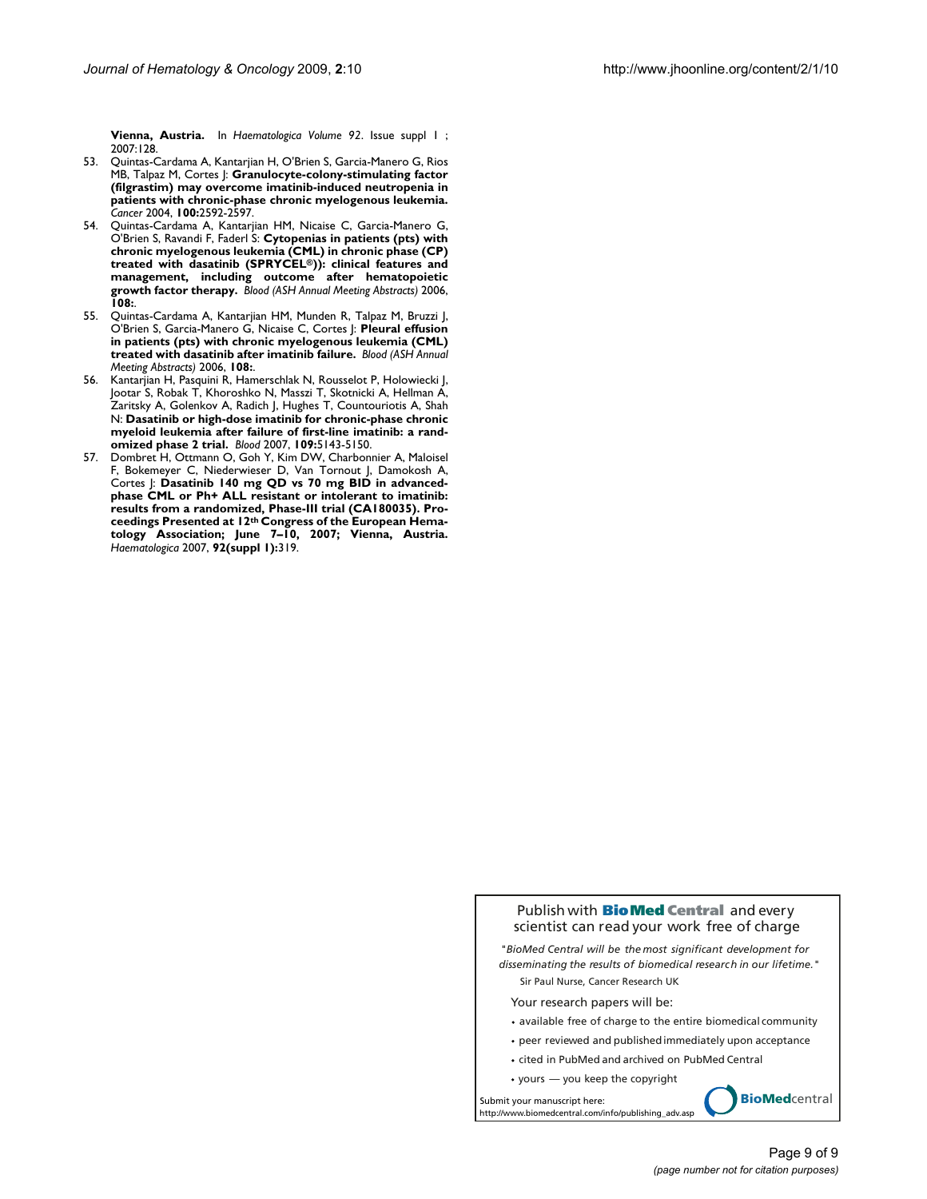**Vienna, Austria.** In *Haematologica Volume 92*. Issue suppl 1 ; 2007:128.

53. Quintas-Cardama A, Kantarjian H, O'Brien S, Garcia-Manero G, Rios MB, Talpaz M, Cortes J: **Granulocyte-colony-stimulating factor (filgrastim) may overcome imatinib-induced neutropenia in patients with chronic-phase chronic myelogenous leukemia.** *Cancer* 2004, **100:**2592-2597.
54. Quintas-Cardama A, Kantarjian HM, Nicaise C, Garcia-Manero G, O'Brien S, Ravandi F, Faderl S: **Cytopenias in patients (pts) with chronic myelogenous leukemia (CML) in chronic phase (CP) treated with dasatinib (SPRYCEL®)): clinical features and management, including outcome after hematopoietic growth factor therapy.** *Blood (ASH Annual Meeting Abstracts)* 2006, **108:**.
55. Quintas-Cardama A, Kantarjian HM, Munden R, Talpaz M, Bruzzi J, O'Brien S, Garcia-Manero G, Nicaise C, Cortes J: **Pleural effusion in patients (pts) with chronic myelogenous leukemia (CML) treated with dasatinib after imatinib failure.** *Blood (ASH Annual Meeting Abstracts)* 2006, **108:**.
56. Kantarjian H, Pasquini R, Hamerschlak N, Rousselot P, Holowiecki J, Jootar S, Robak T, Khoroshko N, Masszi T, Skotnicki A, Hellman A, Zaritsky A, Golenkov A, Radich J, Hughes T, Countouriotis A, Shah N: **Dasatinib or high-dose imatinib for chronic-phase chronic myeloid leukemia after failure of first-line imatinib: a randomized phase 2 trial.** *Blood* 2007, **109:**5143-5150.
57. Dombret H, Ottmann O, Goh Y, Kim DW, Charbonnier A, Maloisel F, Bokemeyer C, Niederwieser D, Van Tornout J, Damokosh A, Cortes J: **Dasatinib 140 mg QD vs 70 mg BID in advanced-phase CML or Ph+ ALL resistant or intolerant to imatinib: results from a randomized, Phase-III trial (CA180035). Proceedings Presented at 12th Congress of the European Hematology Association; June 7–10, 2007; Vienna, Austria.** *Haematologica* 2007, **92(suppl 1):**319.

Publish with **BioMed Central** and every scientist can read your work free of charge

*"BioMed Central will be the most significant development for disseminating the results of biomedical research in our lifetime."*

Sir Paul Nurse, Cancer Research UK

Your research papers will be:

- available free of charge to the entire biomedical community
- peer reviewed and published immediately upon acceptance
- cited in PubMed and archived on PubMed Central
- yours — you keep the copyright

Submit your manuscript here:
http://www.biomedcentral.com/info/publishing_adv.asp

**BioMed**central